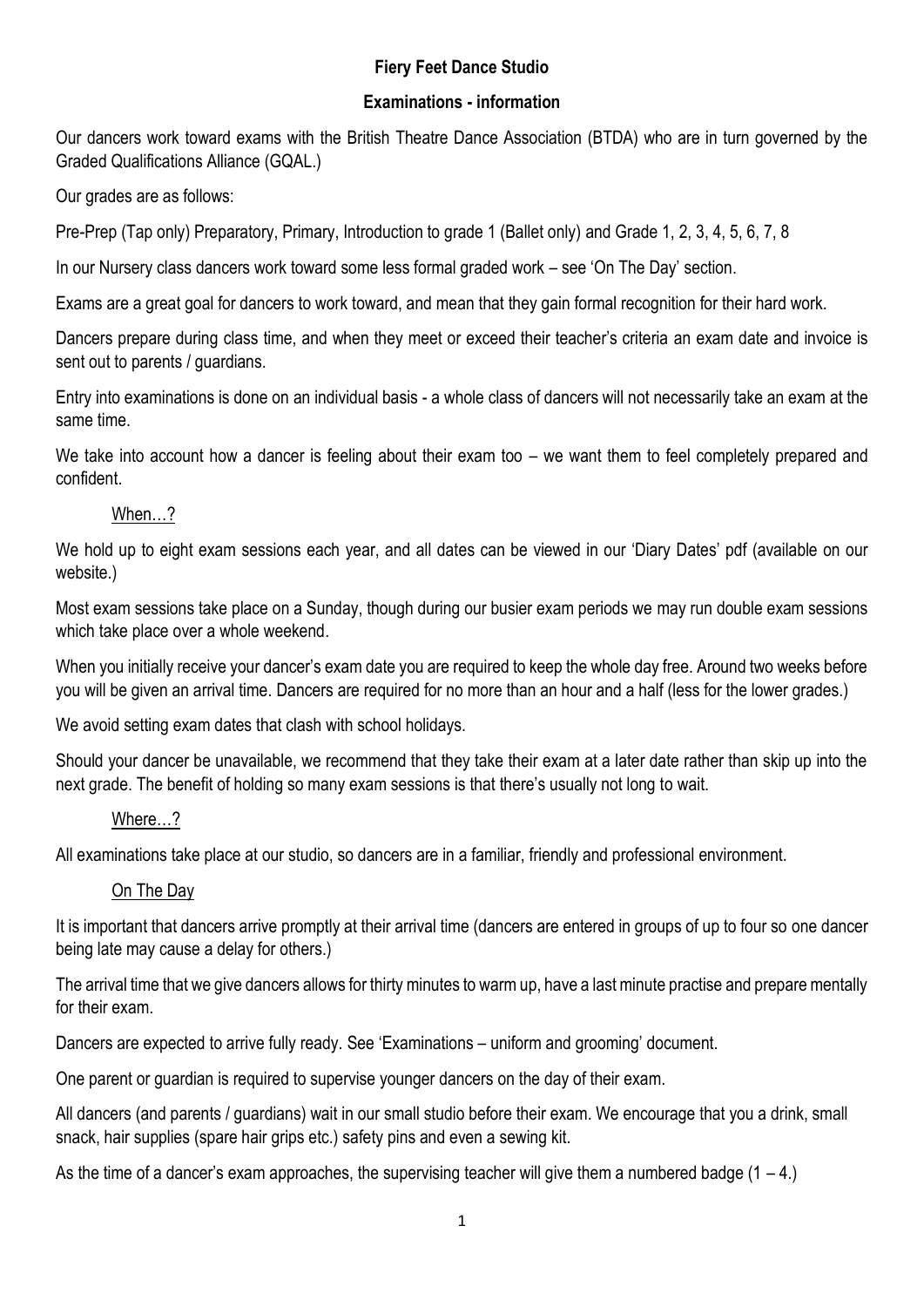# Fiery Feet Dance Studio

## Examinations - information

Our dancers work toward exams with the British Theatre Dance Association (BTDA) who are in turn governed by the Graded Qualifications Alliance (GQAL.)

Our grades are as follows:

Pre-Prep (Tap only) Preparatory, Primary, Introduction to grade 1 (Ballet only) and Grade 1, 2, 3, 4, 5, 6, 7, 8

In our Nursery class dancers work toward some less formal graded work – see 'On The Day' section.

Exams are a great goal for dancers to work toward, and mean that they gain formal recognition for their hard work.

Dancers prepare during class time, and when they meet or exceed their teacher's criteria an exam date and invoice is sent out to parents / guardians.

Entry into examinations is done on an individual basis - a whole class of dancers will not necessarily take an exam at the same time.

We take into account how a dancer is feeling about their exam too – we want them to feel completely prepared and confident.

### When…?

We hold up to eight exam sessions each year, and all dates can be viewed in our 'Diary Dates' pdf (available on our website.)

Most exam sessions take place on a Sunday, though during our busier exam periods we may run double exam sessions which take place over a whole weekend.

When you initially receive your dancer's exam date you are required to keep the whole day free. Around two weeks before you will be given an arrival time. Dancers are required for no more than an hour and a half (less for the lower grades.)

We avoid setting exam dates that clash with school holidays.

Should your dancer be unavailable, we recommend that they take their exam at a later date rather than skip up into the next grade. The benefit of holding so many exam sessions is that there's usually not long to wait.

### Where…?

All examinations take place at our studio, so dancers are in a familiar, friendly and professional environment.

### On The Day

It is important that dancers arrive promptly at their arrival time (dancers are entered in groups of up to four so one dancer being late may cause a delay for others.)

The arrival time that we give dancers allows for thirty minutes to warm up, have a last minute practise and prepare mentally for their exam.

Dancers are expected to arrive fully ready. See 'Examinations – uniform and grooming' document.

One parent or guardian is required to supervise younger dancers on the day of their exam.

All dancers (and parents / guardians) wait in our small studio before their exam. We encourage that you a drink, small snack, hair supplies (spare hair grips etc.) safety pins and even a sewing kit.

As the time of a dancer's exam approaches, the supervising teacher will give them a numbered badge (1 – 4.)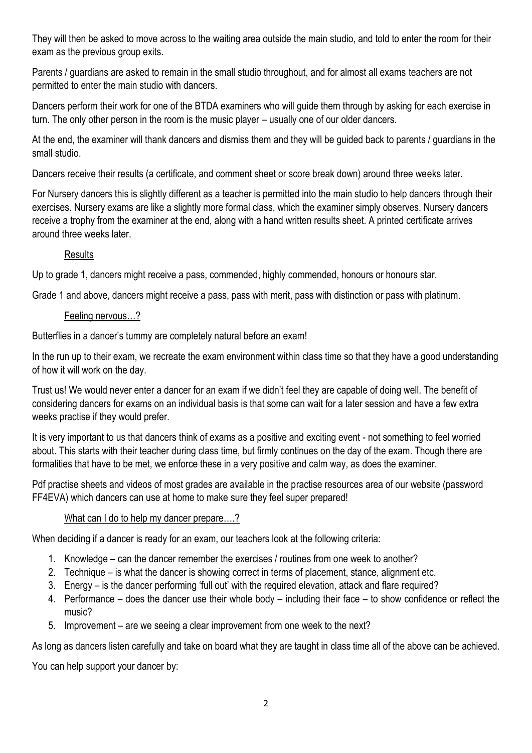They will then be asked to move across to the waiting area outside the main studio, and told to enter the room for their exam as the previous group exits.

Parents / guardians are asked to remain in the small studio throughout, and for almost all exams teachers are not permitted to enter the main studio with dancers.

Dancers perform their work for one of the BTDA examiners who will guide them through by asking for each exercise in turn. The only other person in the room is the music player – usually one of our older dancers.

At the end, the examiner will thank dancers and dismiss them and they will be guided back to parents / guardians in the small studio.

Dancers receive their results (a certificate, and comment sheet or score break down) around three weeks later.

For Nursery dancers this is slightly different as a teacher is permitted into the main studio to help dancers through their exercises. Nursery exams are like a slightly more formal class, which the examiner simply observes. Nursery dancers receive a trophy from the examiner at the end, along with a hand written results sheet. A printed certificate arrives around three weeks later.

## Results

Up to grade 1, dancers might receive a pass, commended, highly commended, honours or honours star.

Grade 1 and above, dancers might receive a pass, pass with merit, pass with distinction or pass with platinum.

## Feeling nervous…?

Butterflies in a dancer's tummy are completely natural before an exam!

In the run up to their exam, we recreate the exam environment within class time so that they have a good understanding of how it will work on the day.

Trust us! We would never enter a dancer for an exam if we didn't feel they are capable of doing well. The benefit of considering dancers for exams on an individual basis is that some can wait for a later session and have a few extra weeks practise if they would prefer.

It is very important to us that dancers think of exams as a positive and exciting event - not something to feel worried about. This starts with their teacher during class time, but firmly continues on the day of the exam. Though there are formalities that have to be met, we enforce these in a very positive and calm way, as does the examiner.

Pdf practise sheets and videos of most grades are available in the practise resources area of our website (password FF4EVA) which dancers can use at home to make sure they feel super prepared!

## What can I do to help my dancer prepare….?

When deciding if a dancer is ready for an exam, our teachers look at the following criteria:

1. Knowledge – can the dancer remember the exercises / routines from one week to another?
2. Technique – is what the dancer is showing correct in terms of placement, stance, alignment etc.
3. Energy – is the dancer performing 'full out' with the required elevation, attack and flare required?
4. Performance – does the dancer use their whole body – including their face – to show confidence or reflect the music?
5. Improvement – are we seeing a clear improvement from one week to the next?

As long as dancers listen carefully and take on board what they are taught in class time all of the above can be achieved.

You can help support your dancer by: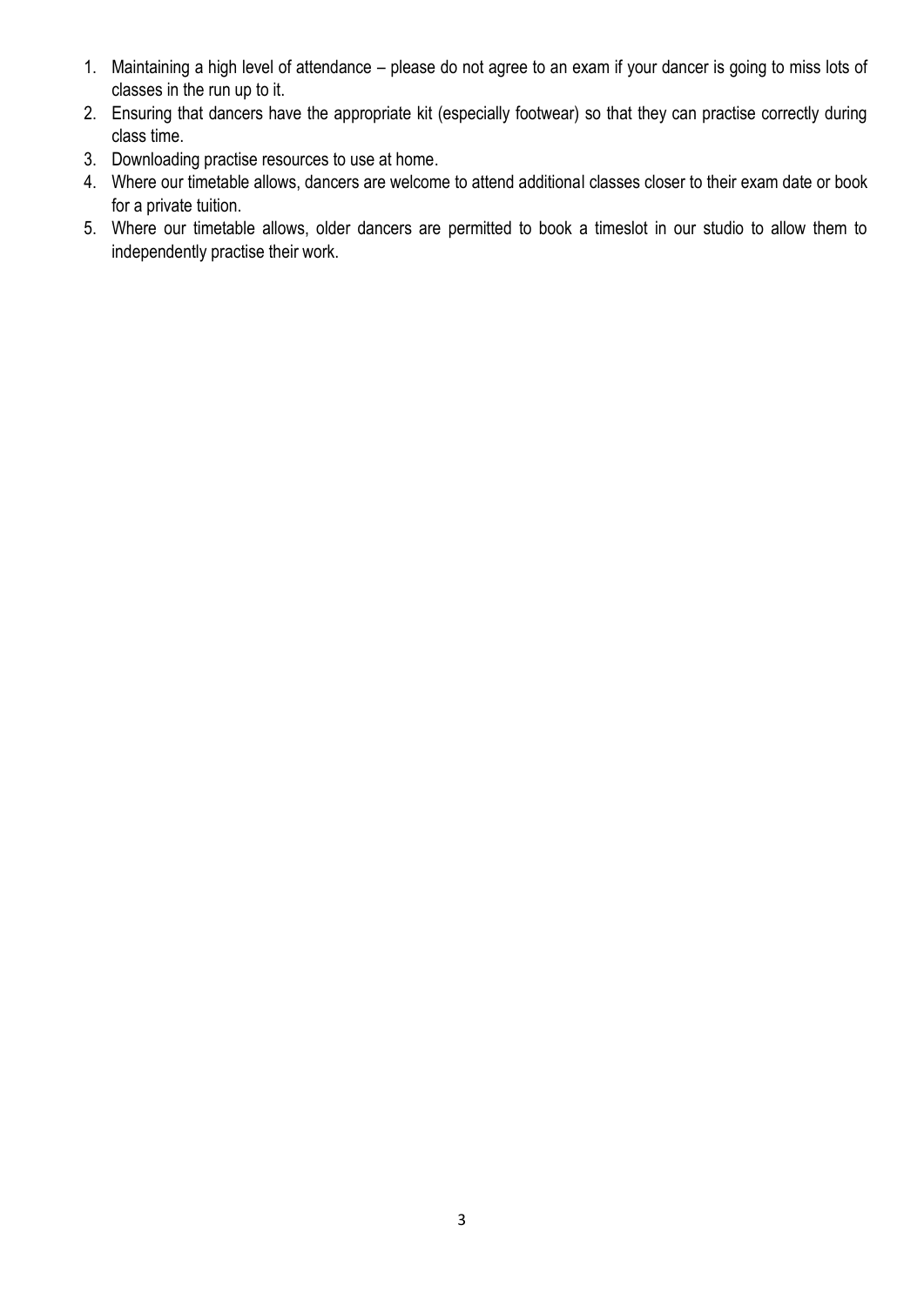1. Maintaining a high level of attendance – please do not agree to an exam if your dancer is going to miss lots of classes in the run up to it.
2. Ensuring that dancers have the appropriate kit (especially footwear) so that they can practise correctly during class time.
3. Downloading practise resources to use at home.
4. Where our timetable allows, dancers are welcome to attend additional classes closer to their exam date or book for a private tuition.
5. Where our timetable allows, older dancers are permitted to book a timeslot in our studio to allow them to independently practise their work.